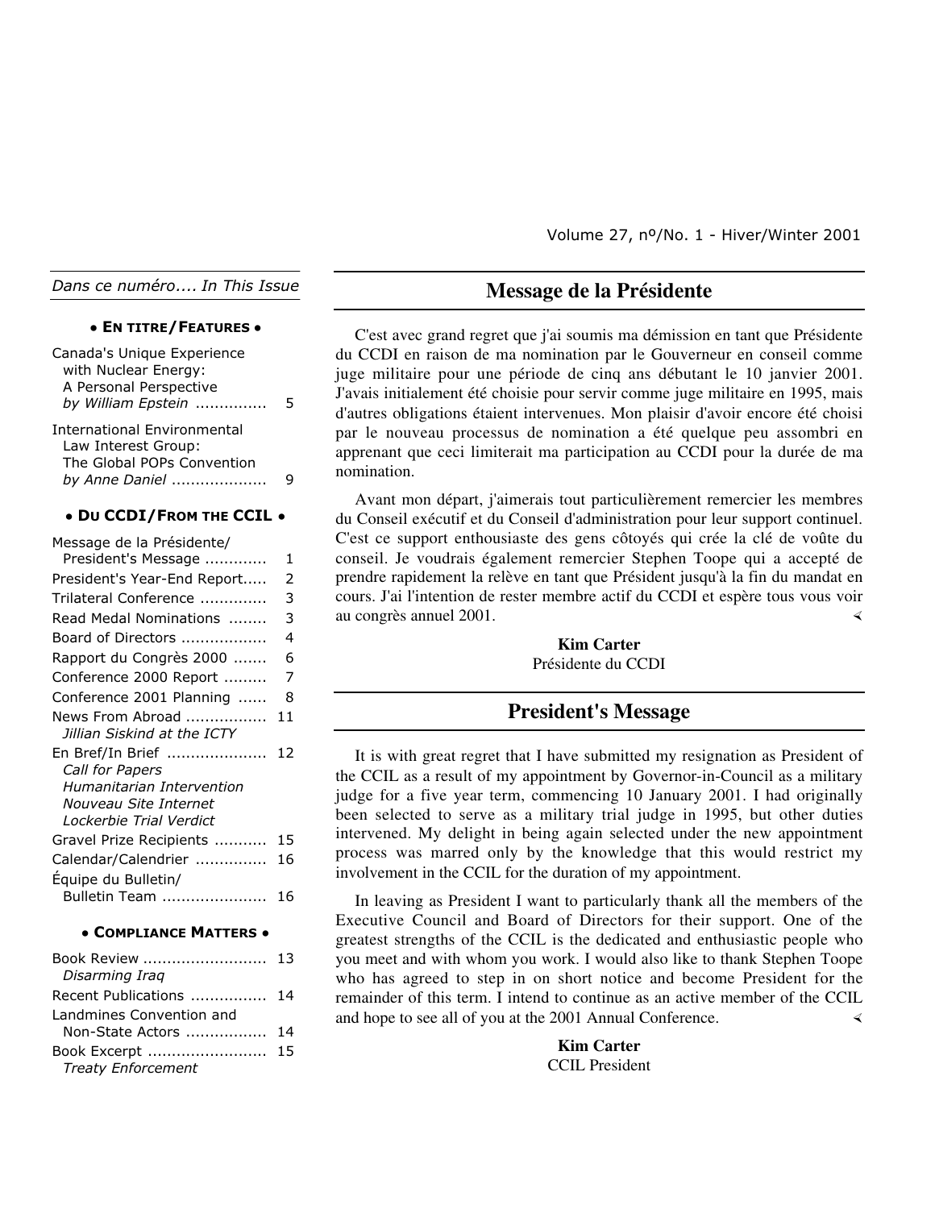Volume 27, nº/No. 1 - Hiver/Winter 2001

*Dans ce numéro.... In This Issue*

**• EN TITRE/FEATURES •**

Canada's Unique Experience with Nuclear Energy: A Personal Perspective *by William Epstein* ............... 5

International Environmental Law Interest Group: The Global POPs Convention *by Anne Daniel* .................... 9

**• DU CCDI/FROM THE CCIL •**

Message de la Présidente/ President's Message ............. 1

President's Year-End Report..... 2

Trilateral Conference .............. 3

Read Medal Nominations ........ 3

Board of Directors .................. 4

Rapport du Congrès 2000 ....... 6

Conference 2000 Report ......... 7

Conference 2001 Planning ...... 8

News From Abroad ................. 11
*Jillian Siskind at the ICTY*

En Bref/In Brief ..................... 12
*Call for Papers*
*Humanitarian Intervention*
*Nouveau Site Internet*
*Lockerbie Trial Verdict*

Gravel Prize Recipients ........... 15

Calendar/Calendrier ............... 16

Équipe du Bulletin/ Bulletin Team ...................... 16

**• COMPLIANCE MATTERS •**

Book Review .......................... 13
*Disarming Iraq*

Recent Publications ................ 14

Landmines Convention and Non-State Actors ................. 14

Book Excerpt ......................... 15
*Treaty Enforcement*

## Message de la Présidente

C'est avec grand regret que j'ai soumis ma démission en tant que Présidente du CCDI en raison de ma nomination par le Gouverneur en conseil comme juge militaire pour une période de cinq ans débutant le 10 janvier 2001. J'avais initialement été choisie pour servir comme juge militaire en 1995, mais d'autres obligations étaient intervenues. Mon plaisir d'avoir encore été choisi par le nouveau processus de nomination a été quelque peu assombri en apprenant que ceci limiterait ma participation au CCDI pour la durée de ma nomination.

Avant mon départ, j'aimerais tout particulièrement remercier les membres du Conseil exécutif et du Conseil d'administration pour leur support continuel. C'est ce support enthousiaste des gens côtoyés qui crée la clé de voûte du conseil. Je voudrais également remercier Stephen Toope qui a accepté de prendre rapidement la relève en tant que Président jusqu'à la fin du mandat en cours. J'ai l'intention de rester membre actif du CCDI et espère tous vous voir au congrès annuel 2001.

**Kim Carter**
Présidente du CCDI

## President's Message

It is with great regret that I have submitted my resignation as President of the CCIL as a result of my appointment by Governor-in-Council as a military judge for a five year term, commencing 10 January 2001. I had originally been selected to serve as a military trial judge in 1995, but other duties intervened. My delight in being again selected under the new appointment process was marred only by the knowledge that this would restrict my involvement in the CCIL for the duration of my appointment.

In leaving as President I want to particularly thank all the members of the Executive Council and Board of Directors for their support. One of the greatest strengths of the CCIL is the dedicated and enthusiastic people who you meet and with whom you work. I would also like to thank Stephen Toope who has agreed to step in on short notice and become President for the remainder of this term. I intend to continue as an active member of the CCIL and hope to see all of you at the 2001 Annual Conference.

**Kim Carter**
CCIL President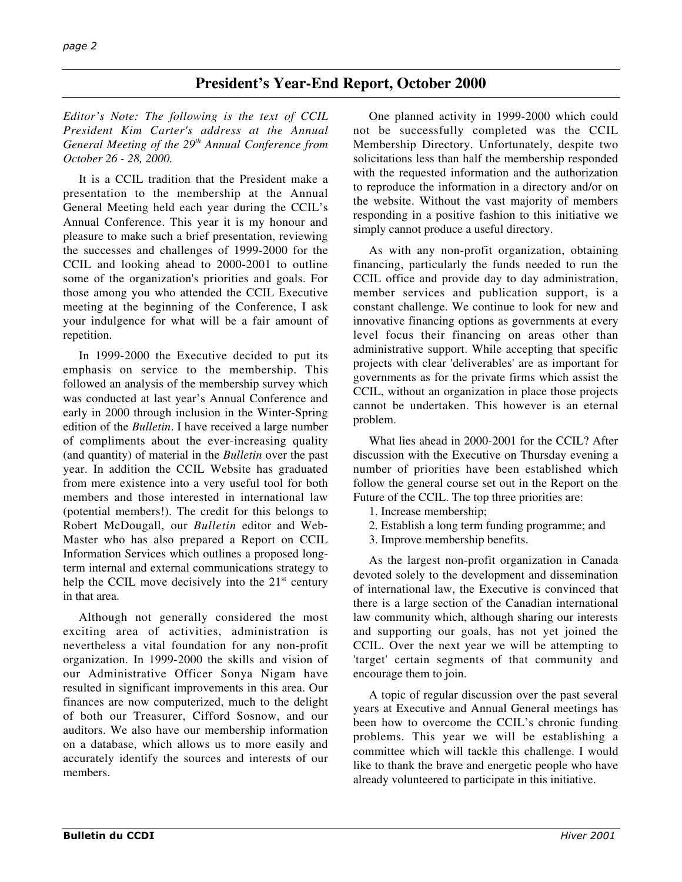## President's Year-End Report, October 2000

*Editor's Note: The following is the text of CCIL President Kim Carter's address at the Annual General Meeting of the 29th Annual Conference from October 26 - 28, 2000.*

It is a CCIL tradition that the President make a presentation to the membership at the Annual General Meeting held each year during the CCIL's Annual Conference. This year it is my honour and pleasure to make such a brief presentation, reviewing the successes and challenges of 1999-2000 for the CCIL and looking ahead to 2000-2001 to outline some of the organization's priorities and goals. For those among you who attended the CCIL Executive meeting at the beginning of the Conference, I ask your indulgence for what will be a fair amount of repetition.

In 1999-2000 the Executive decided to put its emphasis on service to the membership. This followed an analysis of the membership survey which was conducted at last year's Annual Conference and early in 2000 through inclusion in the Winter-Spring edition of the *Bulletin*. I have received a large number of compliments about the ever-increasing quality (and quantity) of material in the *Bulletin* over the past year. In addition the CCIL Website has graduated from mere existence into a very useful tool for both members and those interested in international law (potential members!). The credit for this belongs to Robert McDougall, our *Bulletin* editor and Web-Master who has also prepared a Report on CCIL Information Services which outlines a proposed long-term internal and external communications strategy to help the CCIL move decisively into the 21st century in that area.

Although not generally considered the most exciting area of activities, administration is nevertheless a vital foundation for any non-profit organization. In 1999-2000 the skills and vision of our Administrative Officer Sonya Nigam have resulted in significant improvements in this area. Our finances are now computerized, much to the delight of both our Treasurer, Cifford Sosnow, and our auditors. We also have our membership information on a database, which allows us to more easily and accurately identify the sources and interests of our members.

One planned activity in 1999-2000 which could not be successfully completed was the CCIL Membership Directory. Unfortunately, despite two solicitations less than half the membership responded with the requested information and the authorization to reproduce the information in a directory and/or on the website. Without the vast majority of members responding in a positive fashion to this initiative we simply cannot produce a useful directory.

As with any non-profit organization, obtaining financing, particularly the funds needed to run the CCIL office and provide day to day administration, member services and publication support, is a constant challenge. We continue to look for new and innovative financing options as governments at every level focus their financing on areas other than administrative support. While accepting that specific projects with clear 'deliverables' are as important for governments as for the private firms which assist the CCIL, without an organization in place those projects cannot be undertaken. This however is an eternal problem.

What lies ahead in 2000-2001 for the CCIL? After discussion with the Executive on Thursday evening a number of priorities have been established which follow the general course set out in the Report on the Future of the CCIL. The top three priorities are:

1. Increase membership;
2. Establish a long term funding programme; and
3. Improve membership benefits.

As the largest non-profit organization in Canada devoted solely to the development and dissemination of international law, the Executive is convinced that there is a large section of the Canadian international law community which, although sharing our interests and supporting our goals, has not yet joined the CCIL. Over the next year we will be attempting to 'target' certain segments of that community and encourage them to join.

A topic of regular discussion over the past several years at Executive and Annual General meetings has been how to overcome the CCIL's chronic funding problems. This year we will be establishing a committee which will tackle this challenge. I would like to thank the brave and energetic people who have already volunteered to participate in this initiative.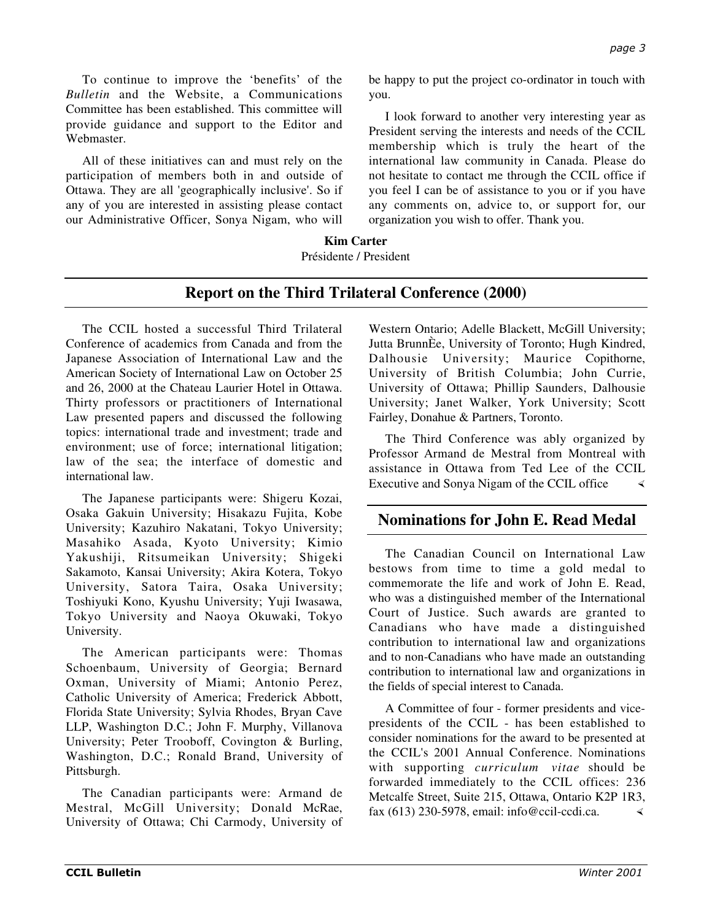To continue to improve the 'benefits' of the *Bulletin* and the Website, a Communications Committee has been established. This committee will provide guidance and support to the Editor and Webmaster.

All of these initiatives can and must rely on the participation of members both in and outside of Ottawa. They are all 'geographically inclusive'. So if any of you are interested in assisting please contact our Administrative Officer, Sonya Nigam, who will be happy to put the project co-ordinator in touch with you.

I look forward to another very interesting year as President serving the interests and needs of the CCIL membership which is truly the heart of the international law community in Canada. Please do not hesitate to contact me through the CCIL office if you feel I can be of assistance to you or if you have any comments on, advice to, or support for, our organization you wish to offer. Thank you.

**Kim Carter**
Présidente / President

## Report on the Third Trilateral Conference (2000)

The CCIL hosted a successful Third Trilateral Conference of academics from Canada and from the Japanese Association of International Law and the American Society of International Law on October 25 and 26, 2000 at the Chateau Laurier Hotel in Ottawa. Thirty professors or practitioners of International Law presented papers and discussed the following topics: international trade and investment; trade and environment; use of force; international litigation; law of the sea; the interface of domestic and international law.

The Japanese participants were: Shigeru Kozai, Osaka Gakuin University; Hisakazu Fujita, Kobe University; Kazuhiro Nakatani, Tokyo University; Masahiko Asada, Kyoto University; Kimio Yakushiji, Ritsumeikan University; Shigeki Sakamoto, Kansai University; Akira Kotera, Tokyo University, Satora Taira, Osaka University; Toshiyuki Kono, Kyushu University; Yuji Iwasawa, Tokyo University and Naoya Okuwaki, Tokyo University.

The American participants were: Thomas Schoenbaum, University of Georgia; Bernard Oxman, University of Miami; Antonio Perez, Catholic University of America; Frederick Abbott, Florida State University; Sylvia Rhodes, Bryan Cave LLP, Washington D.C.; John F. Murphy, Villanova University; Peter Trooboff, Covington & Burling, Washington, D.C.; Ronald Brand, University of Pittsburgh.

The Canadian participants were: Armand de Mestral, McGill University; Donald McRae, University of Ottawa; Chi Carmody, University of Western Ontario; Adelle Blackett, McGill University; Jutta BrunnÈe, University of Toronto; Hugh Kindred, Dalhousie University; Maurice Copithorne, University of British Columbia; John Currie, University of Ottawa; Phillip Saunders, Dalhousie University; Janet Walker, York University; Scott Fairley, Donahue & Partners, Toronto.

The Third Conference was ably organized by Professor Armand de Mestral from Montreal with assistance in Ottawa from Ted Lee of the CCIL Executive and Sonya Nigam of the CCIL office

## Nominations for John E. Read Medal

The Canadian Council on International Law bestows from time to time a gold medal to commemorate the life and work of John E. Read, who was a distinguished member of the International Court of Justice. Such awards are granted to Canadians who have made a distinguished contribution to international law and organizations and to non-Canadians who have made an outstanding contribution to international law and organizations in the fields of special interest to Canada.

A Committee of four - former presidents and vice-presidents of the CCIL - has been established to consider nominations for the award to be presented at the CCIL's 2001 Annual Conference. Nominations with supporting *curriculum vitae* should be forwarded immediately to the CCIL offices: 236 Metcalfe Street, Suite 215, Ottawa, Ontario K2P 1R3, fax (613) 230-5978, email: info@ccil-ccdi.ca.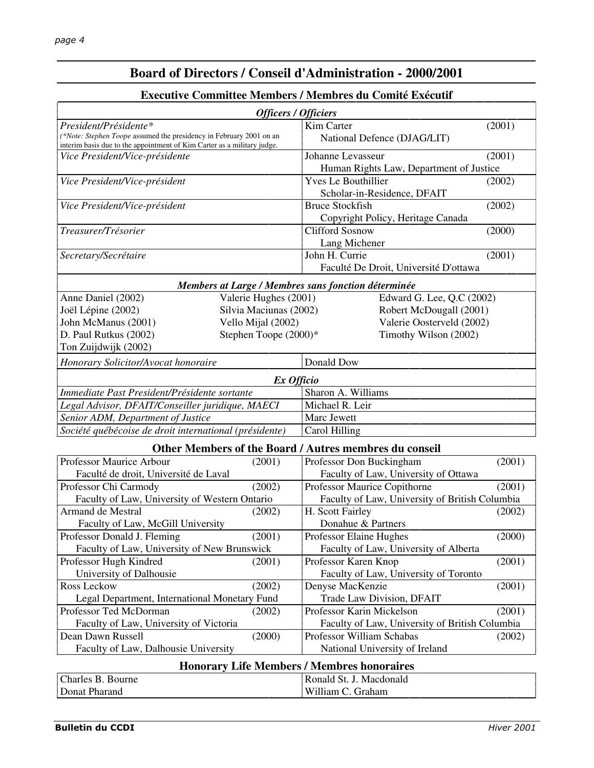# Board of Directors / Conseil d'Administration - 2000/2001

## Executive Committee Members / Membres du Comité Exécutif

| *Officers / Officiers* | | |
|---|---|---|
| *President/Présidente** <br> *(*Note: Stephen Toope assumed the presidency in February 2001 on an interim basis due to the appointment of Kim Carter as a military judge.* | Kim Carter <br> National Defence (DJAG/LIT) | (2001) |
| *Vice President/Vice-présidente* | Johanne Levasseur <br> Human Rights Law, Department of Justice | (2001) |
| *Vice President/Vice-président* | Yves Le Bouthillier <br> Scholar-in-Residence, DFAIT | (2002) |
| *Vice President/Vice-président* | Bruce Stockfish <br> Copyright Policy, Heritage Canada | (2002) |
| *Treasurer/Trésorier* | Clifford Sosnow <br> Lang Michener | (2000) |
| *Secretary/Secrétaire* | John H. Currie <br> Faculté De Droit, Université D'ottawa | (2001) |

| *Members at Large / Membres sans fonction déterminée* | | |
|---|---|---|
| Anne Daniel (2002) | Valerie Hughes (2001) | Edward G. Lee, Q.C (2002) |
| Joël Lépine (2002) | Silvia Maciunas (2002) | Robert McDougall (2001) |
| John McManus (2001) | Vello Mijal (2002) | Valerie Oosterveld (2002) |
| D. Paul Rutkus (2002) | Stephen Toope (2000)* | Timothy Wilson (2002) |
| Ton Zuijdwijk (2002) | | |

| *Honorary Solicitor/Avocat honoraire* | Donald Dow |
|---|---|

| *Ex Officio* | |
|---|---|
| *Immediate Past President/Présidente sortante* | Sharon A. Williams |
| *Legal Advisor, DFAIT/Conseiller juridique, MAECI* | Michael R. Leir |
| *Senior ADM, Department of Justice* | Marc Jewett |
| *Société québécoise de droit international (présidente)* | Carol Hilling |

## Other Members of the Board / Autres membres du conseil

| | | | |
|---|---|---|---|
| Professor Maurice Arbour <br> Faculté de droit, Université de Laval | (2001) | Professor Don Buckingham <br> Faculty of Law, University of Ottawa | (2001) |
| Professor Chi Carmody <br> Faculty of Law, University of Western Ontario | (2002) | Professor Maurice Copithorne <br> Faculty of Law, University of British Columbia | (2001) |
| Armand de Mestral <br> Faculty of Law, McGill University | (2002) | H. Scott Fairley <br> Donahue & Partners | (2002) |
| Professor Donald J. Fleming <br> Faculty of Law, University of New Brunswick | (2001) | Professor Elaine Hughes <br> Faculty of Law, University of Alberta | (2000) |
| Professor Hugh Kindred <br> University of Dalhousie | (2001) | Professor Karen Knop <br> Faculty of Law, University of Toronto | (2001) |
| Ross Leckow <br> Legal Department, International Monetary Fund | (2002) | Denyse MacKenzie <br> Trade Law Division, DFAIT | (2001) |
| Professor Ted McDorman <br> Faculty of Law, University of Victoria | (2002) | Professor Karin Mickelson <br> Faculty of Law, University of British Columbia | (2001) |
| Dean Dawn Russell <br> Faculty of Law, Dalhousie University | (2000) | Professor William Schabas <br> National University of Ireland | (2002) |

## Honorary Life Members / Membres honoraires

| | |
|---|---|
| Charles B. Bourne | Ronald St. J. Macdonald |
| Donat Pharand | William C. Graham |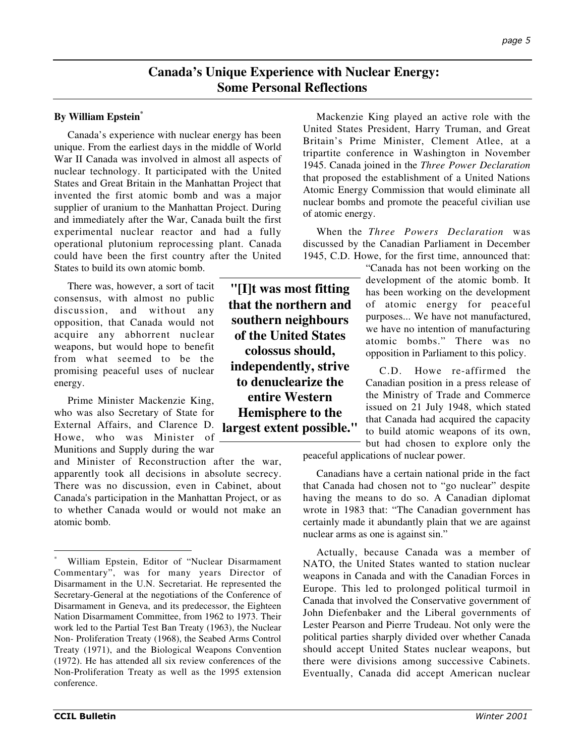# Canada's Unique Experience with Nuclear Energy: Some Personal Reflections

**By William Epstein***

Canada's experience with nuclear energy has been unique. From the earliest days in the middle of World War II Canada was involved in almost all aspects of nuclear technology. It participated with the United States and Great Britain in the Manhattan Project that invented the first atomic bomb and was a major supplier of uranium to the Manhattan Project. During and immediately after the War, Canada built the first experimental nuclear reactor and had a fully operational plutonium reprocessing plant. Canada could have been the first country after the United States to build its own atomic bomb.

There was, however, a sort of tacit consensus, with almost no public discussion, and without any opposition, that Canada would not acquire any abhorrent nuclear weapons, but would hope to benefit from what seemed to be the promising peaceful uses of nuclear energy.

Prime Minister Mackenzie King, who was also Secretary of State for External Affairs, and Clarence D. Howe, who was Minister of Munitions and Supply during the war and Minister of Reconstruction after the war, apparently took all decisions in absolute secrecy. There was no discussion, even in Cabinet, about Canada's participation in the Manhattan Project, or as to whether Canada would or would not make an atomic bomb.

Mackenzie King played an active role with the United States President, Harry Truman, and Great Britain's Prime Minister, Clement Atlee, at a tripartite conference in Washington in November 1945. Canada joined in the *Three Power Declaration* that proposed the establishment of a United Nations Atomic Energy Commission that would eliminate all nuclear bombs and promote the peaceful civilian use of atomic energy.

When the *Three Powers Declaration* was discussed by the Canadian Parliament in December 1945, C.D. Howe, for the first time, announced that: "Canada has not been working on the development of the atomic bomb. It has been working on the development of atomic energy for peaceful purposes... We have not manufactured, we have no intention of manufacturing atomic bombs." There was no opposition in Parliament to this policy.

**"[I]t was most fitting that the northern and southern neighbours of the United States colossus should, independently, strive to denuclearize the entire Western Hemisphere to the largest extent possible."**

C.D. Howe re-affirmed the Canadian position in a press release of the Ministry of Trade and Commerce issued on 21 July 1948, which stated that Canada had acquired the capacity to build atomic weapons of its own, but had chosen to explore only the peaceful applications of nuclear power.

Canadians have a certain national pride in the fact that Canada had chosen not to "go nuclear" despite having the means to do so. A Canadian diplomat wrote in 1983 that: "The Canadian government has certainly made it abundantly plain that we are against nuclear arms as one is against sin."

Actually, because Canada was a member of NATO, the United States wanted to station nuclear weapons in Canada and with the Canadian Forces in Europe. This led to prolonged political turmoil in Canada that involved the Conservative government of John Diefenbaker and the Liberal governments of Lester Pearson and Pierre Trudeau. Not only were the political parties sharply divided over whether Canada should accept United States nuclear weapons, but there were divisions among successive Cabinets. Eventually, Canada did accept American nuclear

---

\* William Epstein, Editor of "Nuclear Disarmament Commentary", was for many years Director of Disarmament in the U.N. Secretariat. He represented the Secretary-General at the negotiations of the Conference of Disarmament in Geneva, and its predecessor, the Eighteen Nation Disarmament Committee, from 1962 to 1973. Their work led to the Partial Test Ban Treaty (1963), the Nuclear Non- Proliferation Treaty (1968), the Seabed Arms Control Treaty (1971), and the Biological Weapons Convention (1972). He has attended all six review conferences of the Non-Proliferation Treaty as well as the 1995 extension conference.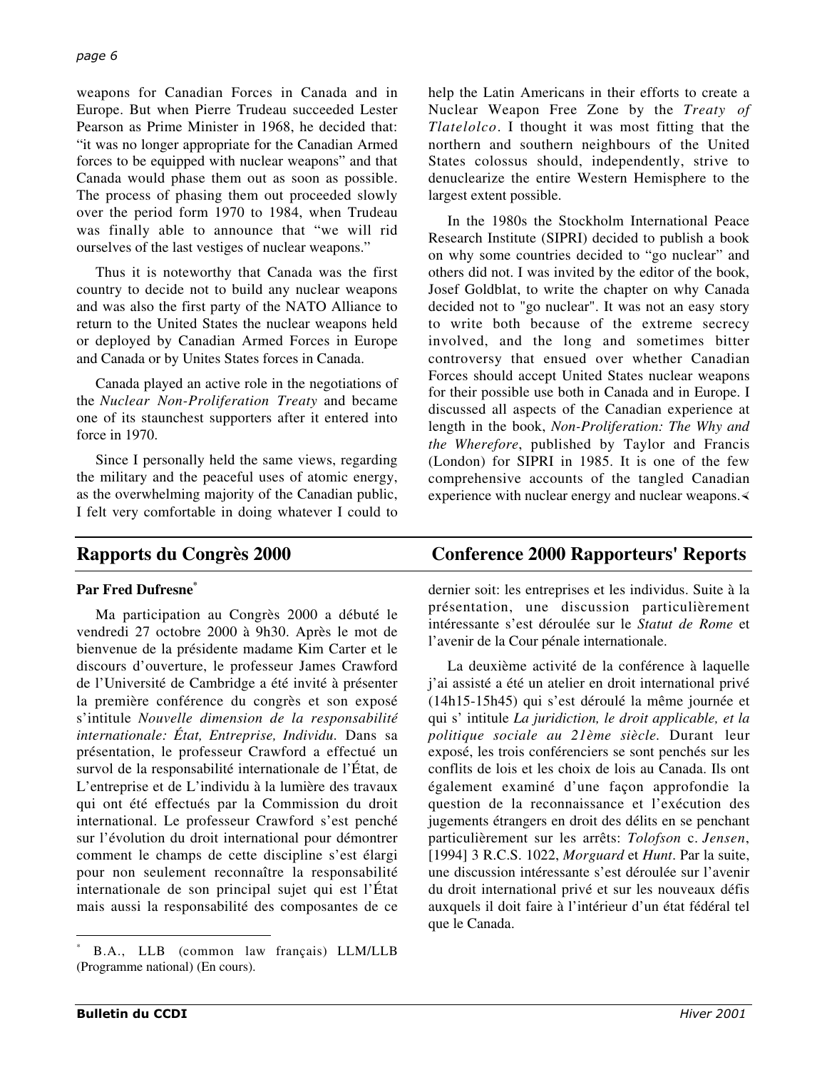weapons for Canadian Forces in Canada and in Europe. But when Pierre Trudeau succeeded Lester Pearson as Prime Minister in 1968, he decided that: "it was no longer appropriate for the Canadian Armed forces to be equipped with nuclear weapons" and that Canada would phase them out as soon as possible. The process of phasing them out proceeded slowly over the period form 1970 to 1984, when Trudeau was finally able to announce that "we will rid ourselves of the last vestiges of nuclear weapons."

Thus it is noteworthy that Canada was the first country to decide not to build any nuclear weapons and was also the first party of the NATO Alliance to return to the United States the nuclear weapons held or deployed by Canadian Armed Forces in Europe and Canada or by Unites States forces in Canada.

Canada played an active role in the negotiations of the *Nuclear Non-Proliferation Treaty* and became one of its staunchest supporters after it entered into force in 1970.

Since I personally held the same views, regarding the military and the peaceful uses of atomic energy, as the overwhelming majority of the Canadian public, I felt very comfortable in doing whatever I could to help the Latin Americans in their efforts to create a Nuclear Weapon Free Zone by the *Treaty of Tlatelolco*. I thought it was most fitting that the northern and southern neighbours of the United States colossus should, independently, strive to denuclearize the entire Western Hemisphere to the largest extent possible.

In the 1980s the Stockholm International Peace Research Institute (SIPRI) decided to publish a book on why some countries decided to "go nuclear" and others did not. I was invited by the editor of the book, Josef Goldblat, to write the chapter on why Canada decided not to "go nuclear". It was not an easy story to write both because of the extreme secrecy involved, and the long and sometimes bitter controversy that ensued over whether Canadian Forces should accept United States nuclear weapons for their possible use both in Canada and in Europe. I discussed all aspects of the Canadian experience at length in the book, *Non-Proliferation: The Why and the Wherefore*, published by Taylor and Francis (London) for SIPRI in 1985. It is one of the few comprehensive accounts of the tangled Canadian experience with nuclear energy and nuclear weapons.

## Rapports du Congrès 2000 / Conference 2000 Rapporteurs' Reports

**Par Fred Dufresne***

Ma participation au Congrès 2000 a débuté le vendredi 27 octobre 2000 à 9h30. Après le mot de bienvenue de la présidente madame Kim Carter et le discours d'ouverture, le professeur James Crawford de l'Université de Cambridge a été invité à présenter la première conférence du congrès et son exposé s'intitule *Nouvelle dimension de la responsabilité internationale: État, Entreprise, Individu*. Dans sa présentation, le professeur Crawford a effectué un survol de la responsabilité internationale de l'État, de L'entreprise et de L'individu à la lumière des travaux qui ont été effectués par la Commission du droit international. Le professeur Crawford s'est penché sur l'évolution du droit international pour démontrer comment le champs de cette discipline s'est élargi pour non seulement reconnaître la responsabilité internationale de son principal sujet qui est l'État mais aussi la responsabilité des composantes de ce dernier soit: les entreprises et les individus. Suite à la présentation, une discussion particulièrement intéressante s'est déroulée sur le *Statut de Rome* et l'avenir de la Cour pénale internationale.

La deuxième activité de la conférence à laquelle j'ai assisté a été un atelier en droit international privé (14h15-15h45) qui s'est déroulé la même journée et qui s' intitule *La juridiction, le droit applicable, et la politique sociale au 21ème siècle*. Durant leur exposé, les trois conférenciers se sont penchés sur les conflits de lois et les choix de lois au Canada. Ils ont également examiné d'une façon approfondie la question de la reconnaissance et l'exécution des jugements étrangers en droit des délits en se penchant particulièrement sur les arrêts: *Tolofson* c. *Jensen*, [1994] 3 R.C.S. 1022, *Morguard* et *Hunt*. Par la suite, une discussion intéressante s'est déroulée sur l'avenir du droit international privé et sur les nouveaux défis auxquels il doit faire à l'intérieur d'un état fédéral tel que le Canada.

---

* B.A., LLB (common law français) LLM/LLB (Programme national) (En cours).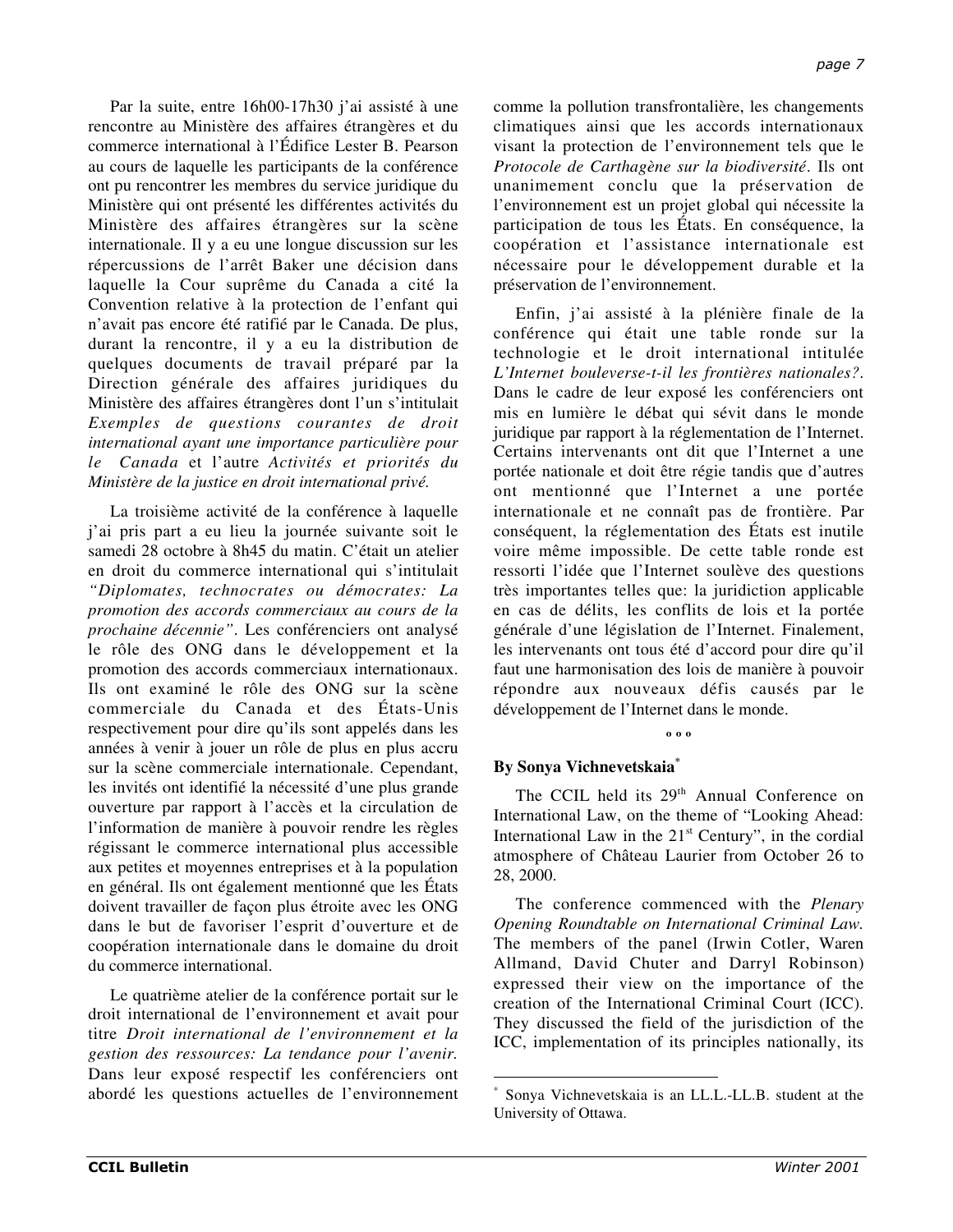Par la suite, entre 16h00-17h30 j'ai assisté à une rencontre au Ministère des affaires étrangères et du commerce international à l'Édifice Lester B. Pearson au cours de laquelle les participants de la conférence ont pu rencontrer les membres du service juridique du Ministère qui ont présenté les différentes activités du Ministère des affaires étrangères sur la scène internationale. Il y a eu une longue discussion sur les répercussions de l'arrêt Baker une décision dans laquelle la Cour suprême du Canada a cité la Convention relative à la protection de l'enfant qui n'avait pas encore été ratifié par le Canada. De plus, durant la rencontre, il y a eu la distribution de quelques documents de travail préparé par la Direction générale des affaires juridiques du Ministère des affaires étrangères dont l'un s'intitulait *Exemples de questions courantes de droit international ayant une importance particulière pour le Canada* et l'autre *Activités et priorités du Ministère de la justice en droit international privé.*

La troisième activité de la conférence à laquelle j'ai pris part a eu lieu la journée suivante soit le samedi 28 octobre à 8h45 du matin. C'était un atelier en droit du commerce international qui s'intitulait *"Diplomates, technocrates ou démocrates: La promotion des accords commerciaux au cours de la prochaine décennie"*. Les conférenciers ont analysé le rôle des ONG dans le développement et la promotion des accords commerciaux internationaux. Ils ont examiné le rôle des ONG sur la scène commerciale du Canada et des États-Unis respectivement pour dire qu'ils sont appelés dans les années à venir à jouer un rôle de plus en plus accru sur la scène commerciale internationale. Cependant, les invités ont identifié la nécessité d'une plus grande ouverture par rapport à l'accès et la circulation de l'information de manière à pouvoir rendre les règles régissant le commerce international plus accessible aux petites et moyennes entreprises et à la population en général. Ils ont également mentionné que les États doivent travailler de façon plus étroite avec les ONG dans le but de favoriser l'esprit d'ouverture et de coopération internationale dans le domaine du droit du commerce international.

Le quatrième atelier de la conférence portait sur le droit international de l'environnement et avait pour titre *Droit international de l'environnement et la gestion des ressources: La tendance pour l'avenir.* Dans leur exposé respectif les conférenciers ont abordé les questions actuelles de l'environnement comme la pollution transfrontalière, les changements climatiques ainsi que les accords internationaux visant la protection de l'environnement tels que le *Protocole de Carthagène sur la biodiversité*. Ils ont unanimement conclu que la préservation de l'environnement est un projet global qui nécessite la participation de tous les États. En conséquence, la coopération et l'assistance internationale est nécessaire pour le développement durable et la préservation de l'environnement.

Enfin, j'ai assisté à la plénière finale de la conférence qui était une table ronde sur la technologie et le droit international intitulée *L'Internet bouleverse-t-il les frontières nationales?*. Dans le cadre de leur exposé les conférenciers ont mis en lumière le débat qui sévit dans le monde juridique par rapport à la réglementation de l'Internet. Certains intervenants ont dit que l'Internet a une portée nationale et doit être régie tandis que d'autres ont mentionné que l'Internet a une portée internationale et ne connaît pas de frontière. Par conséquent, la réglementation des États est inutile voire même impossible. De cette table ronde est ressorti l'idée que l'Internet soulève des questions très importantes telles que: la juridiction applicable en cas de délits, les conflits de lois et la portée générale d'une législation de l'Internet. Finalement, les intervenants ont tous été d'accord pour dire qu'il faut une harmonisation des lois de manière à pouvoir répondre aux nouveaux défis causés par le développement de l'Internet dans le monde.

ººº

**By Sonya Vichnevetskaia***

The CCIL held its 29th Annual Conference on International Law, on the theme of "Looking Ahead: International Law in the 21st Century", in the cordial atmosphere of Château Laurier from October 26 to 28, 2000.

The conference commenced with the *Plenary Opening Roundtable on International Criminal Law.* The members of the panel (Irwin Cotler, Waren Allmand, David Chuter and Darryl Robinson) expressed their view on the importance of the creation of the International Criminal Court (ICC). They discussed the field of the jurisdiction of the ICC, implementation of its principles nationally, its

---

* Sonya Vichnevetskaia is an LL.L.-LL.B. student at the University of Ottawa.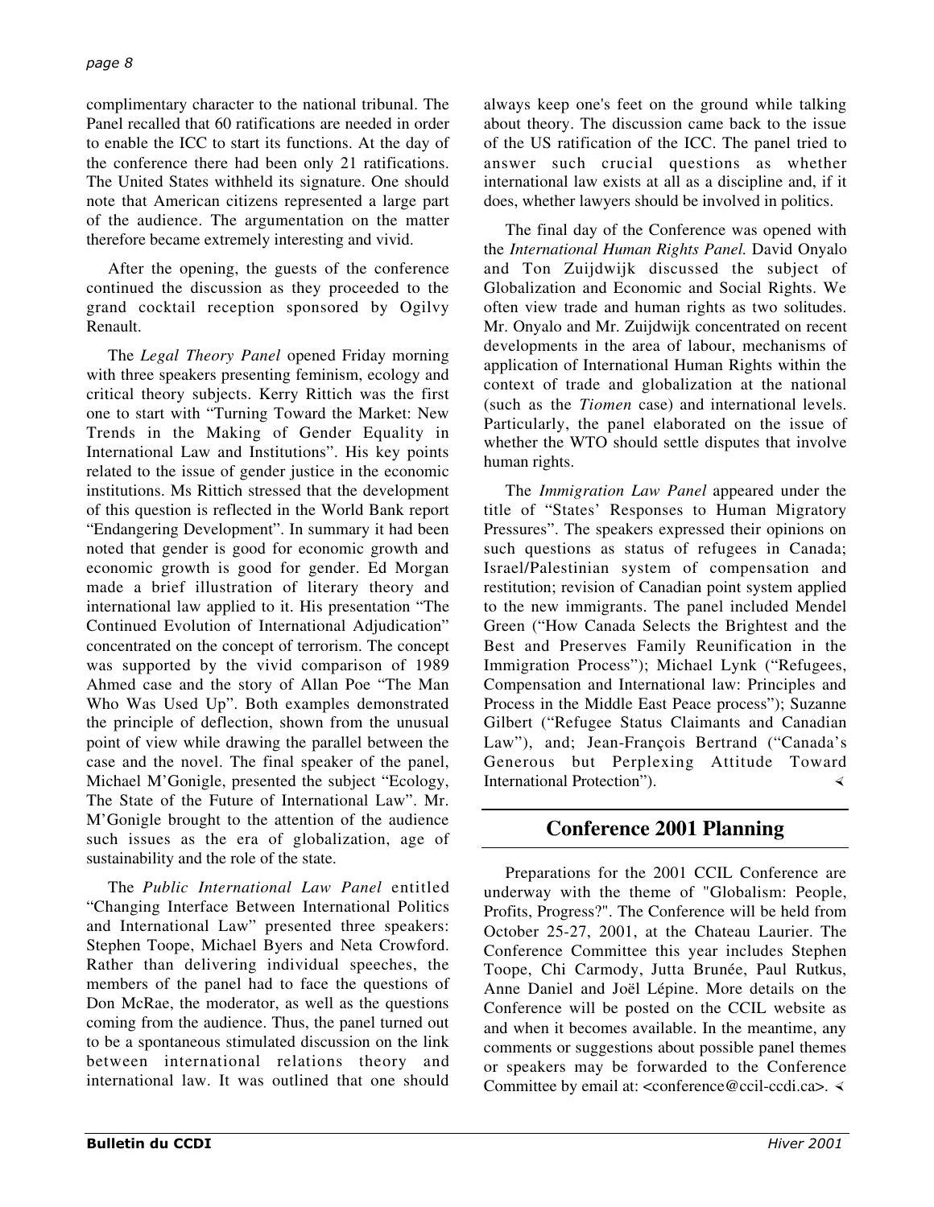complimentary character to the national tribunal. The Panel recalled that 60 ratifications are needed in order to enable the ICC to start its functions. At the day of the conference there had been only 21 ratifications. The United States withheld its signature. One should note that American citizens represented a large part of the audience. The argumentation on the matter therefore became extremely interesting and vivid.

After the opening, the guests of the conference continued the discussion as they proceeded to the grand cocktail reception sponsored by Ogilvy Renault.

The *Legal Theory Panel* opened Friday morning with three speakers presenting feminism, ecology and critical theory subjects. Kerry Rittich was the first one to start with "Turning Toward the Market: New Trends in the Making of Gender Equality in International Law and Institutions". His key points related to the issue of gender justice in the economic institutions. Ms Rittich stressed that the development of this question is reflected in the World Bank report "Endangering Development". In summary it had been noted that gender is good for economic growth and economic growth is good for gender. Ed Morgan made a brief illustration of literary theory and international law applied to it. His presentation "The Continued Evolution of International Adjudication" concentrated on the concept of terrorism. The concept was supported by the vivid comparison of 1989 Ahmed case and the story of Allan Poe "The Man Who Was Used Up". Both examples demonstrated the principle of deflection, shown from the unusual point of view while drawing the parallel between the case and the novel. The final speaker of the panel, Michael M'Gonigle, presented the subject "Ecology, The State of the Future of International Law". Mr. M'Gonigle brought to the attention of the audience such issues as the era of globalization, age of sustainability and the role of the state.

The *Public International Law Panel* entitled "Changing Interface Between International Politics and International Law" presented three speakers: Stephen Toope, Michael Byers and Neta Crowford. Rather than delivering individual speeches, the members of the panel had to face the questions of Don McRae, the moderator, as well as the questions coming from the audience. Thus, the panel turned out to be a spontaneous stimulated discussion on the link between international relations theory and international law. It was outlined that one should always keep one's feet on the ground while talking about theory. The discussion came back to the issue of the US ratification of the ICC. The panel tried to answer such crucial questions as whether international law exists at all as a discipline and, if it does, whether lawyers should be involved in politics.

The final day of the Conference was opened with the *International Human Rights Panel.* David Onyalo and Ton Zuijdwijk discussed the subject of Globalization and Economic and Social Rights. We often view trade and human rights as two solitudes. Mr. Onyalo and Mr. Zuijdwijk concentrated on recent developments in the area of labour, mechanisms of application of International Human Rights within the context of trade and globalization at the national (such as the *Tiomen* case) and international levels. Particularly, the panel elaborated on the issue of whether the WTO should settle disputes that involve human rights.

The *Immigration Law Panel* appeared under the title of "States' Responses to Human Migratory Pressures". The speakers expressed their opinions on such questions as status of refugees in Canada; Israel/Palestinian system of compensation and restitution; revision of Canadian point system applied to the new immigrants. The panel included Mendel Green ("How Canada Selects the Brightest and the Best and Preserves Family Reunification in the Immigration Process"); Michael Lynk ("Refugees, Compensation and International law: Principles and Process in the Middle East Peace process"); Suzanne Gilbert ("Refugee Status Claimants and Canadian Law"), and; Jean-François Bertrand ("Canada's Generous but Perplexing Attitude Toward International Protection").

## Conference 2001 Planning

Preparations for the 2001 CCIL Conference are underway with the theme of "Globalism: People, Profits, Progress?". The Conference will be held from October 25-27, 2001, at the Chateau Laurier. The Conference Committee this year includes Stephen Toope, Chi Carmody, Jutta Brunée, Paul Rutkus, Anne Daniel and Joël Lépine. More details on the Conference will be posted on the CCIL website as and when it becomes available. In the meantime, any comments or suggestions about possible panel themes or speakers may be forwarded to the Conference Committee by email at: <conference@ccil-ccdi.ca>.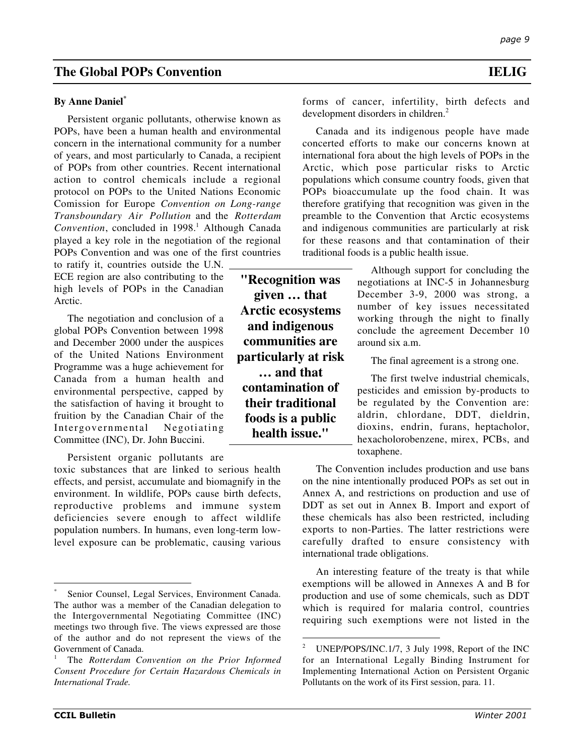# The Global POPs Convention

**By Anne Daniel***

Persistent organic pollutants, otherwise known as POPs, have been a human health and environmental concern in the international community for a number of years, and most particularly to Canada, a recipient of POPs from other countries. Recent international action to control chemicals include a regional protocol on POPs to the United Nations Economic Comission for Europe *Convention on Long-range Transboundary Air Pollution* and the *Rotterdam Convention*, concluded in 1998.[1] Although Canada played a key role in the negotiation of the regional POPs Convention and was one of the first countries to ratify it, countries outside the U.N. ECE region are also contributing to the high levels of POPs in the Canadian Arctic.

The negotiation and conclusion of a global POPs Convention between 1998 and December 2000 under the auspices of the United Nations Environment Programme was a huge achievement for Canada from a human health and environmental perspective, capped by the satisfaction of having it brought to fruition by the Canadian Chair of the Intergovernmental Negotiating Committee (INC), Dr. John Buccini.

Persistent organic pollutants are toxic substances that are linked to serious health effects, and persist, accumulate and biomagnify in the environment. In wildlife, POPs cause birth defects, reproductive problems and immune system deficiencies severe enough to affect wildlife population numbers. In humans, even long-term low-level exposure can be problematic, causing various forms of cancer, infertility, birth defects and development disorders in children.[2]

Canada and its indigenous people have made concerted efforts to make our concerns known at international fora about the high levels of POPs in the Arctic, which pose particular risks to Arctic populations which consume country foods, given that POPs bioaccumulate up the food chain. It was therefore gratifying that recognition was given in the preamble to the Convention that Arctic ecosystems and indigenous communities are particularly at risk for these reasons and that contamination of their traditional foods is a public health issue.

> **"Recognition was given … that Arctic ecosystems and indigenous communities are particularly at risk … and that contamination of their traditional foods is a public health issue."**

Although support for concluding the negotiations at INC-5 in Johannesburg December 3-9, 2000 was strong, a number of key issues necessitated working through the night to finally conclude the agreement December 10 around six a.m.

The final agreement is a strong one.

The first twelve industrial chemicals, pesticides and emission by-products to be regulated by the Convention are: aldrin, chlordane, DDT, dieldrin, dioxins, endrin, furans, heptacholor, hexacholorobenzene, mirex, PCBs, and toxaphene.

The Convention includes production and use bans on the nine intentionally produced POPs as set out in Annex A, and restrictions on production and use of DDT as set out in Annex B. Import and export of these chemicals has also been restricted, including exports to non-Parties. The latter restrictions were carefully drafted to ensure consistency with international trade obligations.

An interesting feature of the treaty is that while exemptions will be allowed in Annexes A and B for production and use of some chemicals, such as DDT which is required for malaria control, countries requiring such exemptions were not listed in the

---

\* Senior Counsel, Legal Services, Environment Canada. The author was a member of the Canadian delegation to the Intergovernmental Negotiating Committee (INC) meetings two through five. The views expressed are those of the author and do not represent the views of the Government of Canada.

[1] The *Rotterdam Convention on the Prior Informed Consent Procedure for Certain Hazardous Chemicals in International Trade.*

[2] UNEP/POPS/INC.1/7, 3 July 1998, Report of the INC for an International Legally Binding Instrument for Implementing International Action on Persistent Organic Pollutants on the work of its First session, para. 11.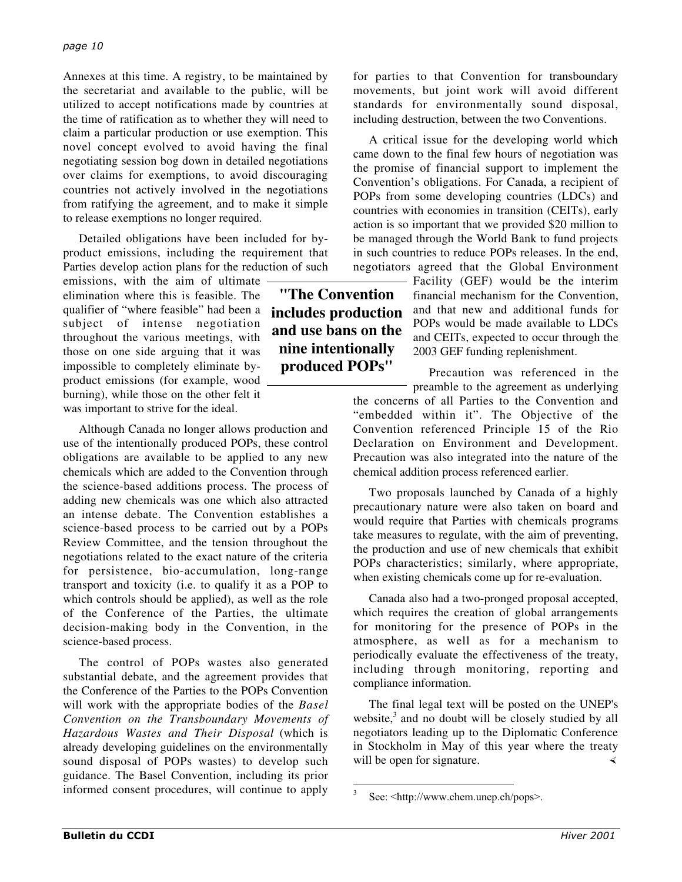Annexes at this time. A registry, to be maintained by the secretariat and available to the public, will be utilized to accept notifications made by countries at the time of ratification as to whether they will need to claim a particular production or use exemption. This novel concept evolved to avoid having the final negotiating session bog down in detailed negotiations over claims for exemptions, to avoid discouraging countries not actively involved in the negotiations from ratifying the agreement, and to make it simple to release exemptions no longer required.

Detailed obligations have been included for by-product emissions, including the requirement that Parties develop action plans for the reduction of such emissions, with the aim of ultimate elimination where this is feasible. The qualifier of "where feasible" had been a subject of intense negotiation throughout the various meetings, with those on one side arguing that it was impossible to completely eliminate by-product emissions (for example, wood burning), while those on the other felt it was important to strive for the ideal.

> **"The Convention includes production and use bans on the nine intentionally produced POPs"**

Although Canada no longer allows production and use of the intentionally produced POPs, these control obligations are available to be applied to any new chemicals which are added to the Convention through the science-based additions process. The process of adding new chemicals was one which also attracted an intense debate. The Convention establishes a science-based process to be carried out by a POPs Review Committee, and the tension throughout the negotiations related to the exact nature of the criteria for persistence, bio-accumulation, long-range transport and toxicity (i.e. to qualify it as a POP to which controls should be applied), as well as the role of the Conference of the Parties, the ultimate decision-making body in the Convention, in the science-based process.

The control of POPs wastes also generated substantial debate, and the agreement provides that the Conference of the Parties to the POPs Convention will work with the appropriate bodies of the *Basel Convention on the Transboundary Movements of Hazardous Wastes and Their Disposal* (which is already developing guidelines on the environmentally sound disposal of POPs wastes) to develop such guidance. The Basel Convention, including its prior informed consent procedures, will continue to apply for parties to that Convention for transboundary movements, but joint work will avoid different standards for environmentally sound disposal, including destruction, between the two Conventions.

A critical issue for the developing world which came down to the final few hours of negotiation was the promise of financial support to implement the Convention's obligations. For Canada, a recipient of POPs from some developing countries (LDCs) and countries with economies in transition (CEITs), early action is so important that we provided \$20 million to be managed through the World Bank to fund projects in such countries to reduce POPs releases. In the end, negotiators agreed that the Global Environment Facility (GEF) would be the interim financial mechanism for the Convention, and that new and additional funds for POPs would be made available to LDCs and CEITs, expected to occur through the 2003 GEF funding replenishment.

Precaution was referenced in the preamble to the agreement as underlying the concerns of all Parties to the Convention and "embedded within it". The Objective of the Convention referenced Principle 15 of the Rio Declaration on Environment and Development. Precaution was also integrated into the nature of the chemical addition process referenced earlier.

Two proposals launched by Canada of a highly precautionary nature were also taken on board and would require that Parties with chemicals programs take measures to regulate, with the aim of preventing, the production and use of new chemicals that exhibit POPs characteristics; similarly, where appropriate, when existing chemicals come up for re-evaluation.

Canada also had a two-pronged proposal accepted, which requires the creation of global arrangements for monitoring for the presence of POPs in the atmosphere, as well as for a mechanism to periodically evaluate the effectiveness of the treaty, including through monitoring, reporting and compliance information.

The final legal text will be posted on the UNEP's website,[3] and no doubt will be closely studied by all negotiators leading up to the Diplomatic Conference in Stockholm in May of this year where the treaty will be open for signature.

[3] See: <http://www.chem.unep.ch/pops>.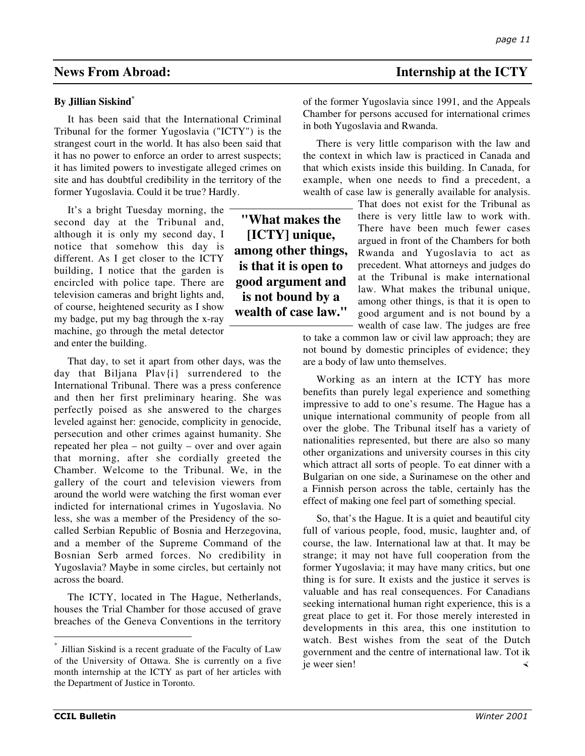## News From Abroad: Internship at the ICTY

**By Jillian Siskind***

It has been said that the International Criminal Tribunal for the former Yugoslavia ("ICTY") is the strangest court in the world. It has also been said that it has no power to enforce an order to arrest suspects; it has limited powers to investigate alleged crimes on site and has doubtful credibility in the territory of the former Yugoslavia. Could it be true? Hardly.

It's a bright Tuesday morning, the second day at the Tribunal and, although it is only my second day, I notice that somehow this day is different. As I get closer to the ICTY building, I notice that the garden is encircled with police tape. There are television cameras and bright lights and, of course, heightened security as I show my badge, put my bag through the x-ray machine, go through the metal detector and enter the building.

That day, to set it apart from other days, was the day that Biljana Plav{i} surrendered to the International Tribunal. There was a press conference and then her first preliminary hearing. She was perfectly poised as she answered to the charges leveled against her: genocide, complicity in genocide, persecution and other crimes against humanity. She repeated her plea – not guilty – over and over again that morning, after she cordially greeted the Chamber. Welcome to the Tribunal. We, in the gallery of the court and television viewers from around the world were watching the first woman ever indicted for international crimes in Yugoslavia. No less, she was a member of the Presidency of the so-called Serbian Republic of Bosnia and Herzegovina, and a member of the Supreme Command of the Bosnian Serb armed forces. No credibility in Yugoslavia? Maybe in some circles, but certainly not across the board.

The ICTY, located in The Hague, Netherlands, houses the Trial Chamber for those accused of grave breaches of the Geneva Conventions in the territory of the former Yugoslavia since 1991, and the Appeals Chamber for persons accused for international crimes in both Yugoslavia and Rwanda.

There is very little comparison with the law and the context in which law is practiced in Canada and that which exists inside this building. In Canada, for example, when one needs to find a precedent, a wealth of case law is generally available for analysis. That does not exist for the Tribunal as there is very little law to work with. There have been much fewer cases argued in front of the Chambers for both Rwanda and Yugoslavia to act as precedent. What attorneys and judges do at the Tribunal is make international law. What makes the tribunal unique, among other things, is that it is open to good argument and is not bound by a wealth of case law. The judges are free to take a common law or civil law approach; they are not bound by domestic principles of evidence; they are a body of law unto themselves.

> **"What makes the [ICTY] unique, among other things, is that it is open to good argument and is not bound by a wealth of case law."**

Working as an intern at the ICTY has more benefits than purely legal experience and something impressive to add to one's resume. The Hague has a unique international community of people from all over the globe. The Tribunal itself has a variety of nationalities represented, but there are also so many other organizations and university courses in this city which attract all sorts of people. To eat dinner with a Bulgarian on one side, a Surinamese on the other and a Finnish person across the table, certainly has the effect of making one feel part of something special.

So, that's the Hague. It is a quiet and beautiful city full of various people, food, music, laughter and, of course, the law. International law at that. It may be strange; it may not have full cooperation from the former Yugoslavia; it may have many critics, but one thing is for sure. It exists and the justice it serves is valuable and has real consequences. For Canadians seeking international human right experience, this is a great place to get it. For those merely interested in developments in this area, this one institution to watch. Best wishes from the seat of the Dutch government and the centre of international law. Tot ik je weer sien!

---

* Jillian Siskind is a recent graduate of the Faculty of Law of the University of Ottawa. She is currently on a five month internship at the ICTY as part of her articles with the Department of Justice in Toronto.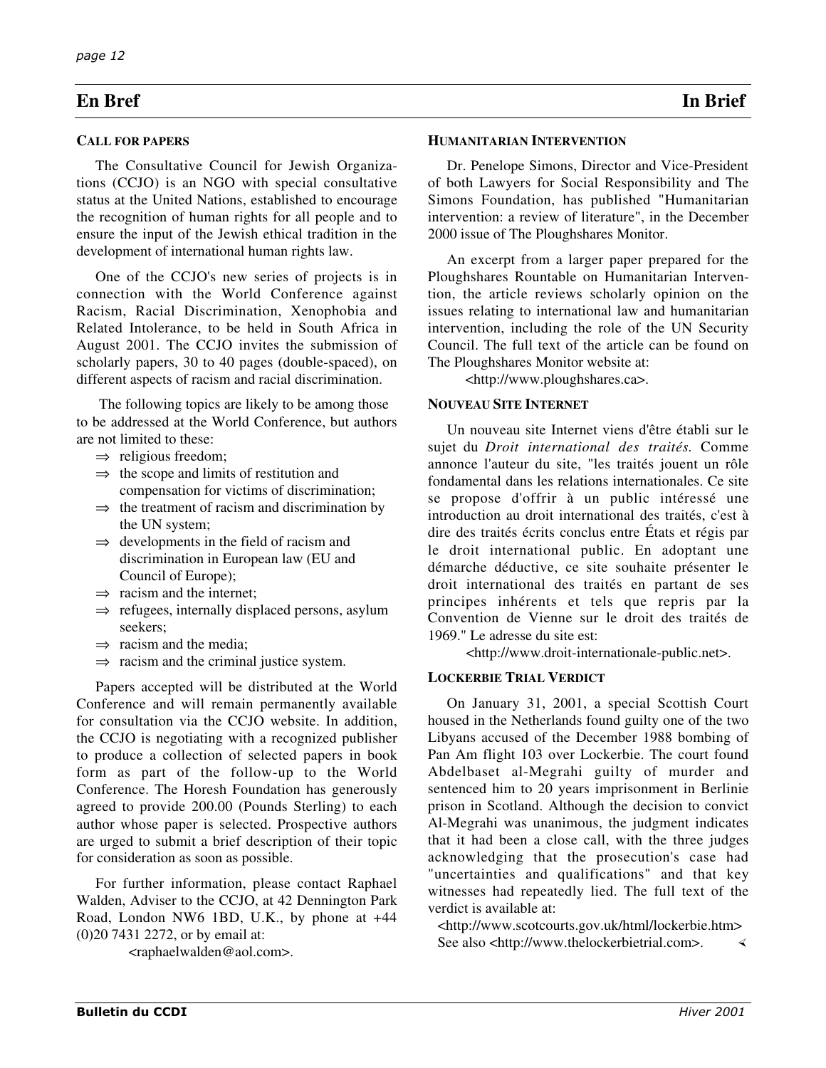## En Bref — In Brief

### CALL FOR PAPERS

The Consultative Council for Jewish Organizations (CCJO) is an NGO with special consultative status at the United Nations, established to encourage the recognition of human rights for all people and to ensure the input of the Jewish ethical tradition in the development of international human rights law.

One of the CCJO's new series of projects is in connection with the World Conference against Racism, Racial Discrimination, Xenophobia and Related Intolerance, to be held in South Africa in August 2001. The CCJO invites the submission of scholarly papers, 30 to 40 pages (double-spaced), on different aspects of racism and racial discrimination.

The following topics are likely to be among those to be addressed at the World Conference, but authors are not limited to these:

- ⇒ religious freedom;
- ⇒ the scope and limits of restitution and compensation for victims of discrimination;
- ⇒ the treatment of racism and discrimination by the UN system;
- ⇒ developments in the field of racism and discrimination in European law (EU and Council of Europe);
- ⇒ racism and the internet;
- ⇒ refugees, internally displaced persons, asylum seekers;
- ⇒ racism and the media;
- ⇒ racism and the criminal justice system.

Papers accepted will be distributed at the World Conference and will remain permanently available for consultation via the CCJO website. In addition, the CCJO is negotiating with a recognized publisher to produce a collection of selected papers in book form as part of the follow-up to the World Conference. The Horesh Foundation has generously agreed to provide 200.00 (Pounds Sterling) to each author whose paper is selected. Prospective authors are urged to submit a brief description of their topic for consideration as soon as possible.

For further information, please contact Raphael Walden, Adviser to the CCJO, at 42 Dennington Park Road, London NW6 1BD, U.K., by phone at +44 (0)20 7431 2272, or by email at:

<raphaelwalden@aol.com>.

### HUMANITARIAN INTERVENTION

Dr. Penelope Simons, Director and Vice-President of both Lawyers for Social Responsibility and The Simons Foundation, has published "Humanitarian intervention: a review of literature", in the December 2000 issue of The Ploughshares Monitor.

An excerpt from a larger paper prepared for the Ploughshares Rountable on Humanitarian Intervention, the article reviews scholarly opinion on the issues relating to international law and humanitarian intervention, including the role of the UN Security Council. The full text of the article can be found on The Ploughshares Monitor website at:

<http://www.ploughshares.ca>.

### NOUVEAU SITE INTERNET

Un nouveau site Internet viens d'être établi sur le sujet du *Droit international des traités.* Comme annonce l'auteur du site, "les traités jouent un rôle fondamental dans les relations internationales. Ce site se propose d'offrir à un public intéressé une introduction au droit international des traités, c'est à dire des traités écrits conclus entre États et régis par le droit international public. En adoptant une démarche déductive, ce site souhaite présenter le droit international des traités en partant de ses principes inhérents et tels que repris par la Convention de Vienne sur le droit des traités de 1969." Le adresse du site est:

<http://www.droit-internationale-public.net>.

### LOCKERBIE TRIAL VERDICT

On January 31, 2001, a special Scottish Court housed in the Netherlands found guilty one of the two Libyans accused of the December 1988 bombing of Pan Am flight 103 over Lockerbie. The court found Abdelbaset al-Megrahi guilty of murder and sentenced him to 20 years imprisonment in Berlinie prison in Scotland. Although the decision to convict Al-Megrahi was unanimous, the judgment indicates that it had been a close call, with the three judges acknowledging that the prosecution's case had "uncertainties and qualifications" and that key witnesses had repeatedly lied. The full text of the verdict is available at:

<http://www.scotcourts.gov.uk/html/lockerbie.htm>

See also <http://www.thelockerbietrial.com>.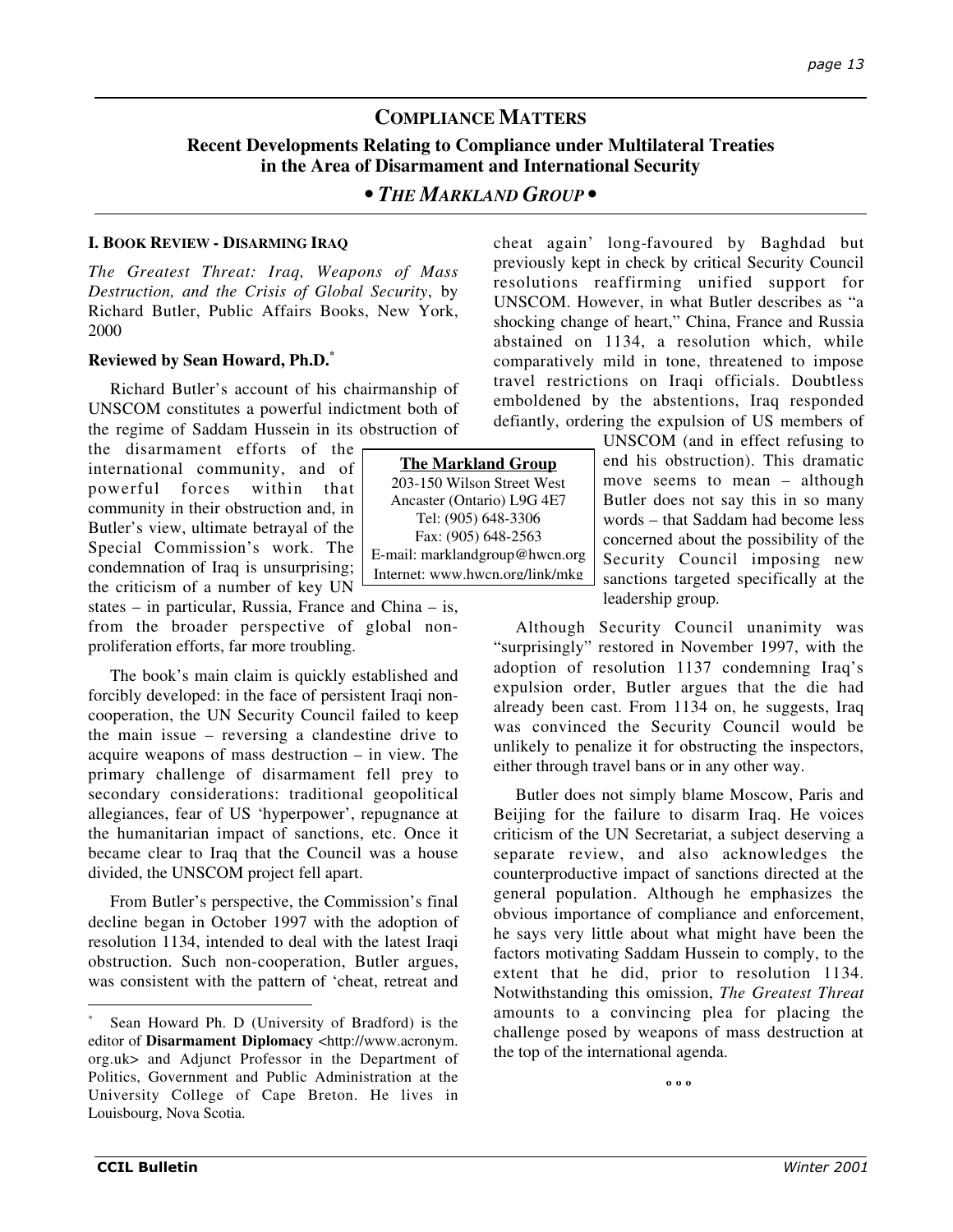# COMPLIANCE MATTERS

## Recent Developments Relating to Compliance under Multilateral Treaties in the Area of Disarmament and International Security

### • *THE MARKLAND GROUP* •

**I. BOOK REVIEW - DISARMING IRAQ**

*The Greatest Threat: Iraq, Weapons of Mass Destruction, and the Crisis of Global Security*, by Richard Butler, Public Affairs Books, New York, 2000

**Reviewed by Sean Howard, Ph.D.**[*]

Richard Butler's account of his chairmanship of UNSCOM constitutes a powerful indictment both of the regime of Saddam Hussein in its obstruction of the disarmament efforts of the international community, and of powerful forces within that community in their obstruction and, in Butler's view, ultimate betrayal of the Special Commission's work. The condemnation of Iraq is unsurprising; the criticism of a number of key UN states – in particular, Russia, France and China – is, from the broader perspective of global non-proliferation efforts, far more troubling.

The book's main claim is quickly established and forcibly developed: in the face of persistent Iraqi non-cooperation, the UN Security Council failed to keep the main issue – reversing a clandestine drive to acquire weapons of mass destruction – in view. The primary challenge of disarmament fell prey to secondary considerations: traditional geopolitical allegiances, fear of US 'hyperpower', repugnance at the humanitarian impact of sanctions, etc. Once it became clear to Iraq that the Council was a house divided, the UNSCOM project fell apart.

From Butler's perspective, the Commission's final decline began in October 1997 with the adoption of resolution 1134, intended to deal with the latest Iraqi obstruction. Such non-cooperation, Butler argues, was consistent with the pattern of 'cheat, retreat and cheat again' long-favoured by Baghdad but previously kept in check by critical Security Council resolutions reaffirming unified support for UNSCOM. However, in what Butler describes as "a shocking change of heart," China, France and Russia abstained on 1134, a resolution which, while comparatively mild in tone, threatened to impose travel restrictions on Iraqi officials. Doubtless emboldened by the abstentions, Iraq responded defiantly, ordering the expulsion of US members of UNSCOM (and in effect refusing to end his obstruction). This dramatic move seems to mean – although Butler does not say this in so many words – that Saddam had become less concerned about the possibility of the Security Council imposing new sanctions targeted specifically at the leadership group.

Although Security Council unanimity was "surprisingly" restored in November 1997, with the adoption of resolution 1137 condemning Iraq's expulsion order, Butler argues that the die had already been cast. From 1134 on, he suggests, Iraq was convinced the Security Council would be unlikely to penalize it for obstructing the inspectors, either through travel bans or in any other way.

Butler does not simply blame Moscow, Paris and Beijing for the failure to disarm Iraq. He voices criticism of the UN Secretariat, a subject deserving a separate review, and also acknowledges the counterproductive impact of sanctions directed at the general population. Although he emphasizes the obvious importance of compliance and enforcement, he says very little about what might have been the factors motivating Saddam Hussein to comply, to the extent that he did, prior to resolution 1134. Notwithstanding this omission, *The Greatest Threat* amounts to a convincing plea for placing the challenge posed by weapons of mass destruction at the top of the international agenda.

º º º

**The Markland Group**
203-150 Wilson Street West
Ancaster (Ontario) L9G 4E7
Tel: (905) 648-3306
Fax: (905) 648-2563
E-mail: marklandgroup@hwcn.org
Internet: www.hwcn.org/link/mkg

[*] Sean Howard Ph. D (University of Bradford) is the editor of **Disarmament Diplomacy** <http://www.acronym.org.uk> and Adjunct Professor in the Department of Politics, Government and Public Administration at the University College of Cape Breton. He lives in Louisbourg, Nova Scotia.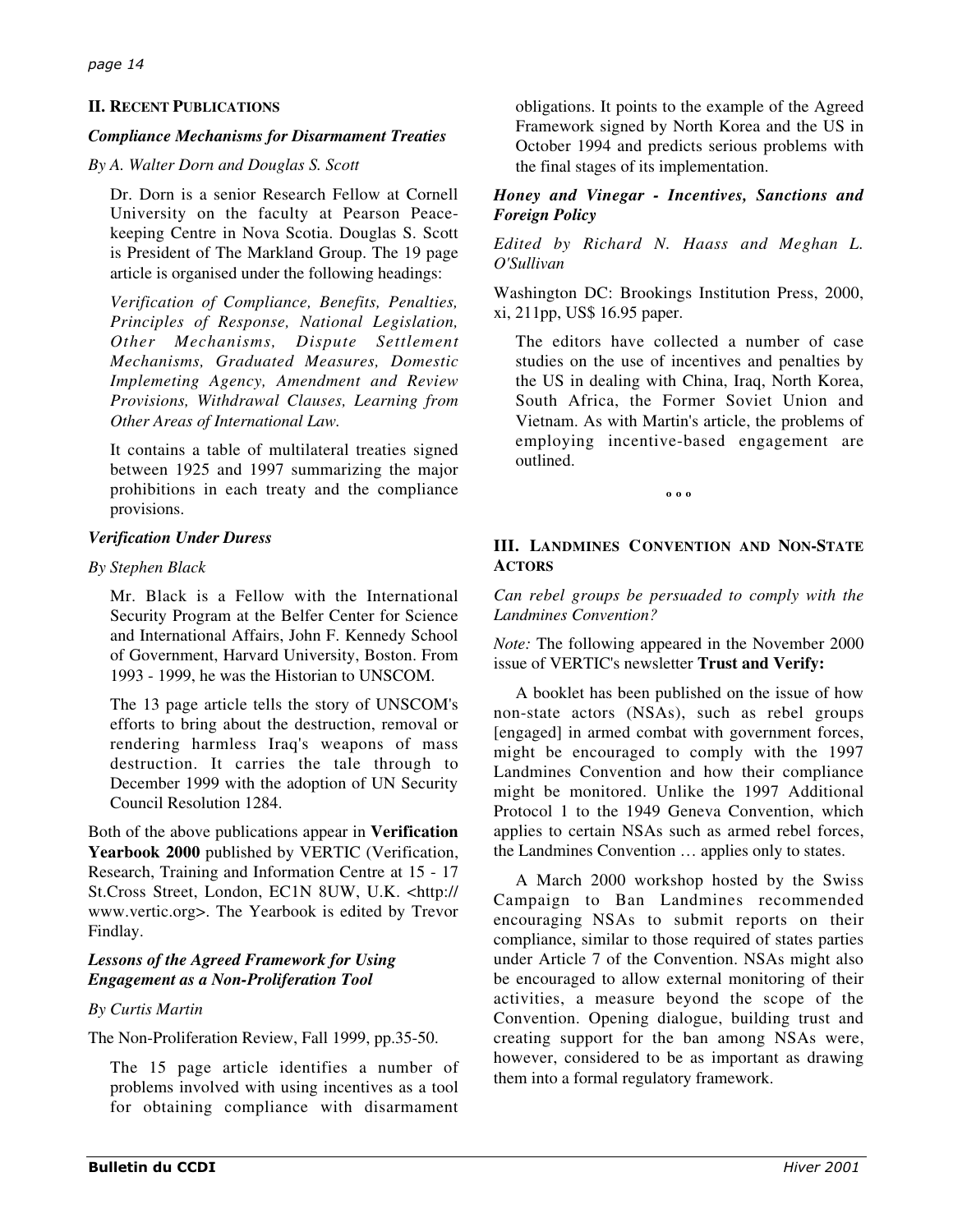## II. Recent Publications

### *Compliance Mechanisms for Disarmament Treaties*

*By A. Walter Dorn and Douglas S. Scott*

Dr. Dorn is a senior Research Fellow at Cornell University on the faculty at Pearson Peacekeeping Centre in Nova Scotia. Douglas S. Scott is President of The Markland Group. The 19 page article is organised under the following headings:

*Verification of Compliance, Benefits, Penalties, Principles of Response, National Legislation, Other Mechanisms, Dispute Settlement Mechanisms, Graduated Measures, Domestic Implemeting Agency, Amendment and Review Provisions, Withdrawal Clauses, Learning from Other Areas of International Law.*

It contains a table of multilateral treaties signed between 1925 and 1997 summarizing the major prohibitions in each treaty and the compliance provisions.

### *Verification Under Duress*

*By Stephen Black*

Mr. Black is a Fellow with the International Security Program at the Belfer Center for Science and International Affairs, John F. Kennedy School of Government, Harvard University, Boston. From 1993 - 1999, he was the Historian to UNSCOM.

The 13 page article tells the story of UNSCOM's efforts to bring about the destruction, removal or rendering harmless Iraq's weapons of mass destruction. It carries the tale through to December 1999 with the adoption of UN Security Council Resolution 1284.

Both of the above publications appear in **Verification Yearbook 2000** published by VERTIC (Verification, Research, Training and Information Centre at 15 - 17 St.Cross Street, London, EC1N 8UW, U.K. <http://www.vertic.org>. The Yearbook is edited by Trevor Findlay.

### *Lessons of the Agreed Framework for Using Engagement as a Non-Proliferation Tool*

*By Curtis Martin*

The Non-Proliferation Review, Fall 1999, pp.35-50.

The 15 page article identifies a number of problems involved with using incentives as a tool for obtaining compliance with disarmament obligations. It points to the example of the Agreed Framework signed by North Korea and the US in October 1994 and predicts serious problems with the final stages of its implementation.

### *Honey and Vinegar - Incentives, Sanctions and Foreign Policy*

*Edited by Richard N. Haass and Meghan L. O'Sullivan*

Washington DC: Brookings Institution Press, 2000, xi, 211pp, US$ 16.95 paper.

The editors have collected a number of case studies on the use of incentives and penalties by the US in dealing with China, Iraq, North Korea, South Africa, the Former Soviet Union and Vietnam. As with Martin's article, the problems of employing incentive-based engagement are outlined.

o o o

## III. Landmines Convention and Non-State Actors

*Can rebel groups be persuaded to comply with the Landmines Convention?*

*Note:* The following appeared in the November 2000 issue of VERTIC's newsletter **Trust and Verify:**

A booklet has been published on the issue of how non-state actors (NSAs), such as rebel groups [engaged] in armed combat with government forces, might be encouraged to comply with the 1997 Landmines Convention and how their compliance might be monitored. Unlike the 1997 Additional Protocol 1 to the 1949 Geneva Convention, which applies to certain NSAs such as armed rebel forces, the Landmines Convention … applies only to states.

A March 2000 workshop hosted by the Swiss Campaign to Ban Landmines recommended encouraging NSAs to submit reports on their compliance, similar to those required of states parties under Article 7 of the Convention. NSAs might also be encouraged to allow external monitoring of their activities, a measure beyond the scope of the Convention. Opening dialogue, building trust and creating support for the ban among NSAs were, however, considered to be as important as drawing them into a formal regulatory framework.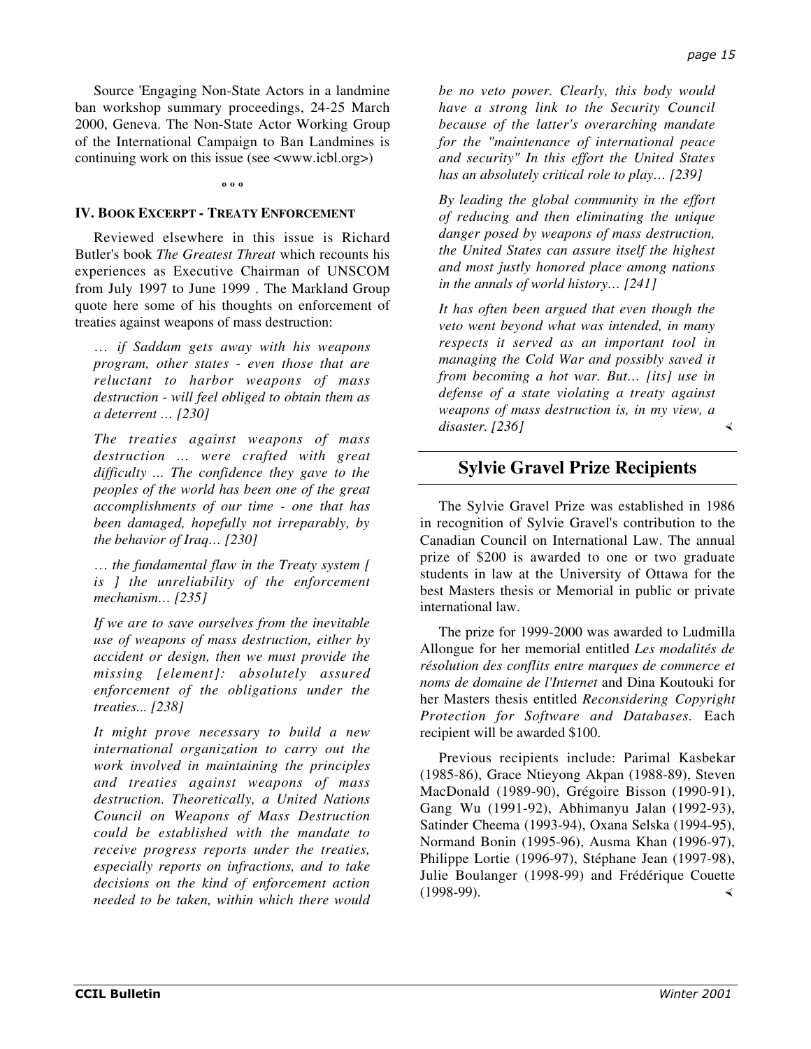Source 'Engaging Non-State Actors in a landmine ban workshop summary proceedings, 24-25 March 2000, Geneva. The Non-State Actor Working Group of the International Campaign to Ban Landmines is continuing work on this issue (see <www.icbl.org>)

º º º

### IV. Book Excerpt - Treaty Enforcement

Reviewed elsewhere in this issue is Richard Butler's book *The Greatest Threat* which recounts his experiences as Executive Chairman of UNSCOM from July 1997 to June 1999 . The Markland Group quote here some of his thoughts on enforcement of treaties against weapons of mass destruction:

*… if Saddam gets away with his weapons program, other states - even those that are reluctant to harbor weapons of mass destruction - will feel obliged to obtain them as a deterrent … [230]*

*The treaties against weapons of mass destruction … were crafted with great difficulty … The confidence they gave to the peoples of the world has been one of the great accomplishments of our time - one that has been damaged, hopefully not irreparably, by the behavior of Iraq… [230]*

*… the fundamental flaw in the Treaty system [ is ] the unreliability of the enforcement mechanism… [235]*

*If we are to save ourselves from the inevitable use of weapons of mass destruction, either by accident or design, then we must provide the missing [element]: absolutely assured enforcement of the obligations under the treaties... [238]*

*It might prove necessary to build a new international organization to carry out the work involved in maintaining the principles and treaties against weapons of mass destruction. Theoretically, a United Nations Council on Weapons of Mass Destruction could be established with the mandate to receive progress reports under the treaties, especially reports on infractions, and to take decisions on the kind of enforcement action needed to be taken, within which there would be no veto power. Clearly, this body would have a strong link to the Security Council because of the latter's overarching mandate for the "maintenance of international peace and security" In this effort the United States has an absolutely critical role to play… [239]*

*By leading the global community in the effort of reducing and then eliminating the unique danger posed by weapons of mass destruction, the United States can assure itself the highest and most justly honored place among nations in the annals of world history… [241]*

*It has often been argued that even though the veto went beyond what was intended, in many respects it served as an important tool in managing the Cold War and possibly saved it from becoming a hot war. But… [its] use in defense of a state violating a treaty against weapons of mass destruction is, in my view, a disaster. [236]*

## Sylvie Gravel Prize Recipients

The Sylvie Gravel Prize was established in 1986 in recognition of Sylvie Gravel's contribution to the Canadian Council on International Law. The annual prize of $200 is awarded to one or two graduate students in law at the University of Ottawa for the best Masters thesis or Memorial in public or private international law.

The prize for 1999-2000 was awarded to Ludmilla Allongue for her memorial entitled *Les modalités de résolution des conflits entre marques de commerce et noms de domaine de l'Internet* and Dina Koutouki for her Masters thesis entitled *Reconsidering Copyright Protection for Software and Databases.* Each recipient will be awarded $100.

Previous recipients include: Parimal Kasbekar (1985-86), Grace Ntieyong Akpan (1988-89), Steven MacDonald (1989-90), Grégoire Bisson (1990-91), Gang Wu (1991-92), Abhimanyu Jalan (1992-93), Satinder Cheema (1993-94), Oxana Selska (1994-95), Normand Bonin (1995-96), Ausma Khan (1996-97), Philippe Lortie (1996-97), Stéphane Jean (1997-98), Julie Boulanger (1998-99) and Frédérique Couette (1998-99).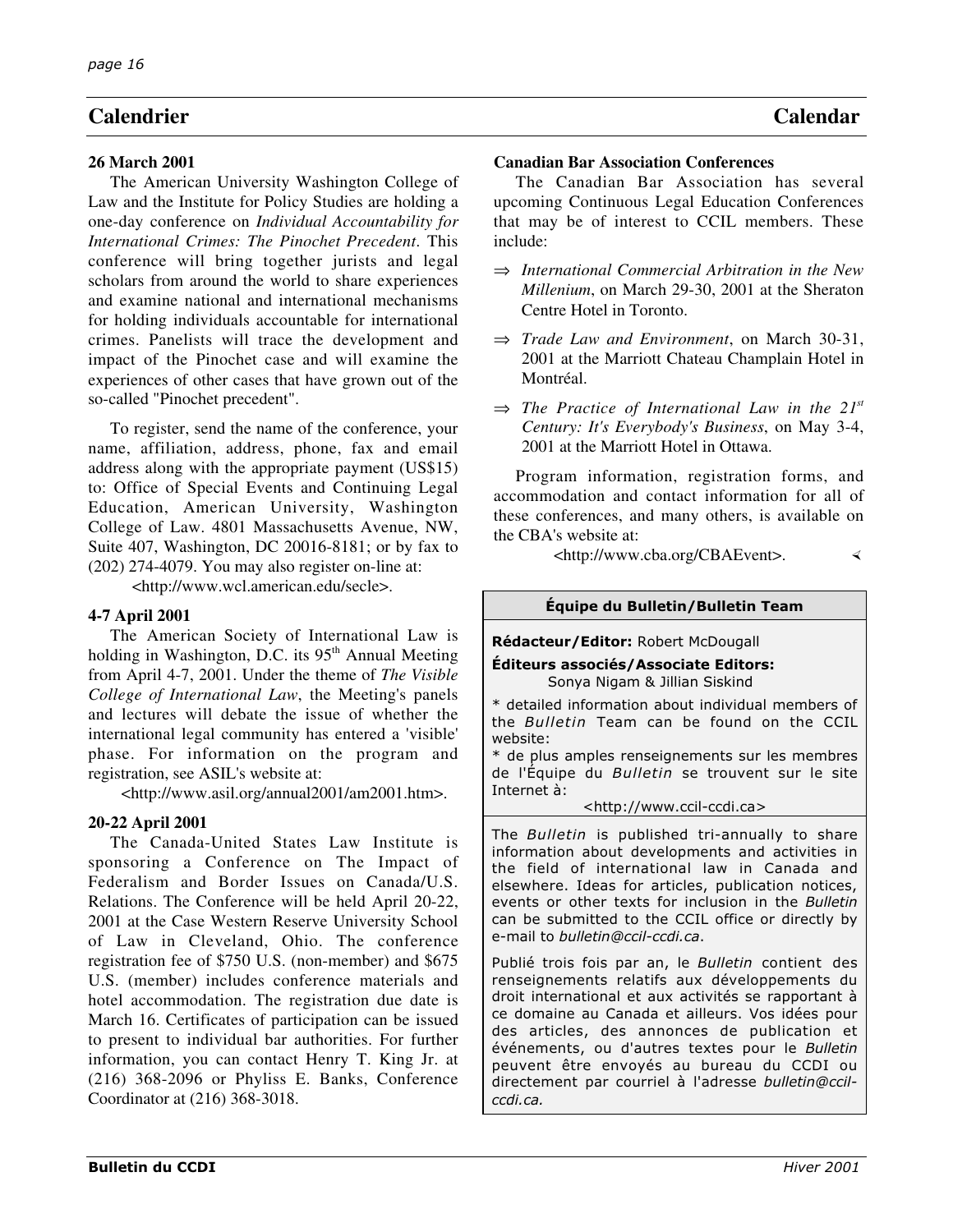# Calendrier / Calendar

### 26 March 2001

The American University Washington College of Law and the Institute for Policy Studies are holding a one-day conference on *Individual Accountability for International Crimes: The Pinochet Precedent*. This conference will bring together jurists and legal scholars from around the world to share experiences and examine national and international mechanisms for holding individuals accountable for international crimes. Panelists will trace the development and impact of the Pinochet case and will examine the experiences of other cases that have grown out of the so-called "Pinochet precedent".

To register, send the name of the conference, your name, affiliation, address, phone, fax and email address along with the appropriate payment (US$15) to: Office of Special Events and Continuing Legal Education, American University, Washington College of Law. 4801 Massachusetts Avenue, NW, Suite 407, Washington, DC 20016-8181; or by fax to (202) 274-4079. You may also register on-line at:

<http://www.wcl.american.edu/secle>.

### 4-7 April 2001

The American Society of International Law is holding in Washington, D.C. its 95th Annual Meeting from April 4-7, 2001. Under the theme of *The Visible College of International Law*, the Meeting's panels and lectures will debate the issue of whether the international legal community has entered a 'visible' phase. For information on the program and registration, see ASIL's website at:

<http://www.asil.org/annual2001/am2001.htm>.

### 20-22 April 2001

The Canada-United States Law Institute is sponsoring a Conference on The Impact of Federalism and Border Issues on Canada/U.S. Relations. The Conference will be held April 20-22, 2001 at the Case Western Reserve University School of Law in Cleveland, Ohio. The conference registration fee of $750 U.S. (non-member) and $675 U.S. (member) includes conference materials and hotel accommodation. The registration due date is March 16. Certificates of participation can be issued to present to individual bar authorities. For further information, you can contact Henry T. King Jr. at (216) 368-2096 or Phyliss E. Banks, Conference Coordinator at (216) 368-3018.

### Canadian Bar Association Conferences

The Canadian Bar Association has several upcoming Continuous Legal Education Conferences that may be of interest to CCIL members. These include:

- ⇒ *International Commercial Arbitration in the New Millenium*, on March 29-30, 2001 at the Sheraton Centre Hotel in Toronto.
- ⇒ *Trade Law and Environment*, on March 30-31, 2001 at the Marriott Chateau Champlain Hotel in Montréal.
- ⇒ *The Practice of International Law in the 21st Century: It's Everybody's Business*, on May 3-4, 2001 at the Marriott Hotel in Ottawa.

Program information, registration forms, and accommodation and contact information for all of these conferences, and many others, is available on the CBA's website at:

<http://www.cba.org/CBAEvent>.

---

**Équipe du Bulletin/Bulletin Team**

**Rédacteur/Editor:** Robert McDougall

**Éditeurs associés/Associate Editors:**
Sonya Nigam & Jillian Siskind

* detailed information about individual members of the *Bulletin* Team can be found on the CCIL website:
* de plus amples renseignements sur les membres de l'Équipe du *Bulletin* se trouvent sur le site Internet à:

<http://www.ccil-ccdi.ca>

The *Bulletin* is published tri-annually to share information about developments and activities in the field of international law in Canada and elsewhere. Ideas for articles, publication notices, events or other texts for inclusion in the *Bulletin* can be submitted to the CCIL office or directly by e-mail to *bulletin@ccil-ccdi.ca*.

Publié trois fois par an, le *Bulletin* contient des renseignements relatifs aux développements du droit international et aux activités se rapportant à ce domaine au Canada et ailleurs. Vos idées pour des articles, des annonces de publication et événements, ou d'autres textes pour le *Bulletin* peuvent être envoyés au bureau du CCDI ou directement par courriel à l'adresse *bulletin@ccil-ccdi.ca.*